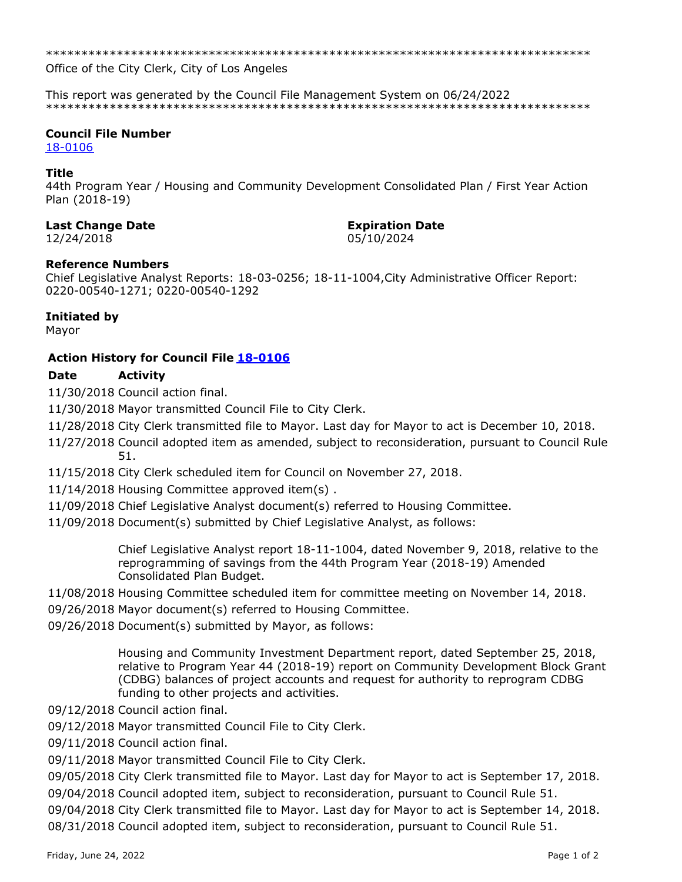*****************************************************************************

Office of the City Clerk, City of Los Angeles

This report was generated by the Council File Management System on 06/24/2022

*****************************************************************************

**Council File Number**

18-0106

**Title**

44th Program Year / Housing and Community Development Consolidated Plan / First Year Action Plan (2018-19)

| **Last Change Date** | **Expiration Date** |
|---|---|
| 12/24/2018 | 05/10/2024 |

**Reference Numbers**

Chief Legislative Analyst Reports: 18-03-0256; 18-11-1004,City Administrative Officer Report: 0220-00540-1271; 0220-00540-1292

**Initiated by**

Mayor

**Action History for Council File 18-0106**

| Date | Activity |
|---|---|
| 11/30/2018 | Council action final. |
| 11/30/2018 | Mayor transmitted Council File to City Clerk. |
| 11/28/2018 | City Clerk transmitted file to Mayor. Last day for Mayor to act is December 10, 2018. |
| 11/27/2018 | Council adopted item as amended, subject to reconsideration, pursuant to Council Rule 51. |
| 11/15/2018 | City Clerk scheduled item for Council on November 27, 2018. |
| 11/14/2018 | Housing Committee approved item(s) . |
| 11/09/2018 | Chief Legislative Analyst document(s) referred to Housing Committee. |
| 11/09/2018 | Document(s) submitted by Chief Legislative Analyst, as follows:<br><br>Chief Legislative Analyst report 18-11-1004, dated November 9, 2018, relative to the reprogramming of savings from the 44th Program Year (2018-19) Amended Consolidated Plan Budget. |
| 11/08/2018 | Housing Committee scheduled item for committee meeting on November 14, 2018. |
| 09/26/2018 | Mayor document(s) referred to Housing Committee. |
| 09/26/2018 | Document(s) submitted by Mayor, as follows:<br><br>Housing and Community Investment Department report, dated September 25, 2018, relative to Program Year 44 (2018-19) report on Community Development Block Grant (CDBG) balances of project accounts and request for authority to reprogram CDBG funding to other projects and activities. |
| 09/12/2018 | Council action final. |
| 09/12/2018 | Mayor transmitted Council File to City Clerk. |
| 09/11/2018 | Council action final. |
| 09/11/2018 | Mayor transmitted Council File to City Clerk. |
| 09/05/2018 | City Clerk transmitted file to Mayor. Last day for Mayor to act is September 17, 2018. |
| 09/04/2018 | Council adopted item, subject to reconsideration, pursuant to Council Rule 51. |
| 09/04/2018 | City Clerk transmitted file to Mayor. Last day for Mayor to act is September 14, 2018. |
| 08/31/2018 | Council adopted item, subject to reconsideration, pursuant to Council Rule 51. |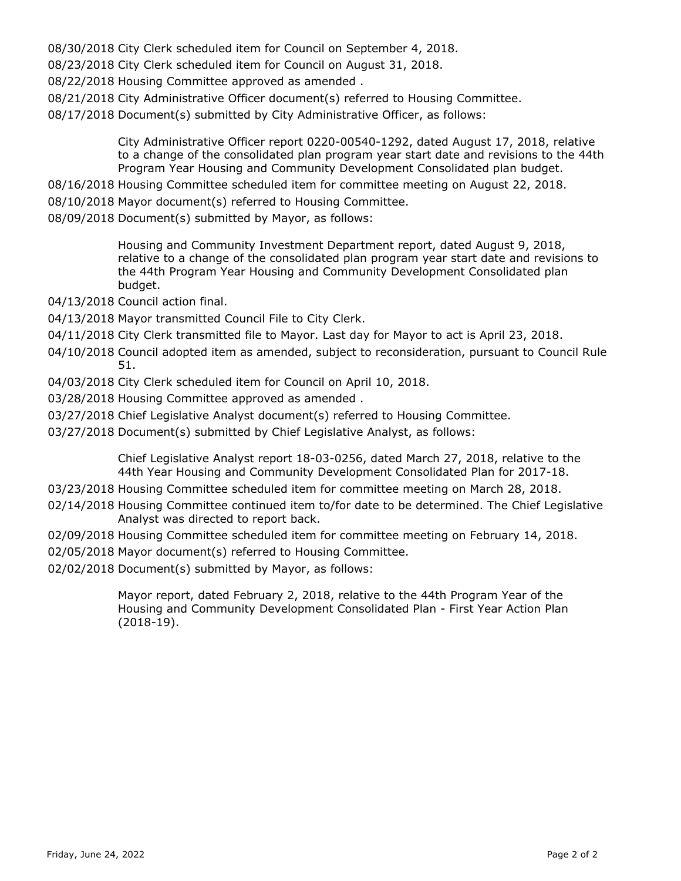08/30/2018 City Clerk scheduled item for Council on September 4, 2018.

08/23/2018 City Clerk scheduled item for Council on August 31, 2018.

08/22/2018 Housing Committee approved as amended .

08/21/2018 City Administrative Officer document(s) referred to Housing Committee.

08/17/2018 Document(s) submitted by City Administrative Officer, as follows:

> City Administrative Officer report 0220-00540-1292, dated August 17, 2018, relative to a change of the consolidated plan program year start date and revisions to the 44th Program Year Housing and Community Development Consolidated plan budget.

08/16/2018 Housing Committee scheduled item for committee meeting on August 22, 2018.

08/10/2018 Mayor document(s) referred to Housing Committee.

08/09/2018 Document(s) submitted by Mayor, as follows:

> Housing and Community Investment Department report, dated August 9, 2018, relative to a change of the consolidated plan program year start date and revisions to the 44th Program Year Housing and Community Development Consolidated plan budget.

04/13/2018 Council action final.

04/13/2018 Mayor transmitted Council File to City Clerk.

04/11/2018 City Clerk transmitted file to Mayor. Last day for Mayor to act is April 23, 2018.

04/10/2018 Council adopted item as amended, subject to reconsideration, pursuant to Council Rule 51.

04/03/2018 City Clerk scheduled item for Council on April 10, 2018.

03/28/2018 Housing Committee approved as amended .

03/27/2018 Chief Legislative Analyst document(s) referred to Housing Committee.

03/27/2018 Document(s) submitted by Chief Legislative Analyst, as follows:

> Chief Legislative Analyst report 18-03-0256, dated March 27, 2018, relative to the 44th Year Housing and Community Development Consolidated Plan for 2017-18.

03/23/2018 Housing Committee scheduled item for committee meeting on March 28, 2018.

02/14/2018 Housing Committee continued item to/for date to be determined. The Chief Legislative Analyst was directed to report back.

02/09/2018 Housing Committee scheduled item for committee meeting on February 14, 2018.

02/05/2018 Mayor document(s) referred to Housing Committee.

02/02/2018 Document(s) submitted by Mayor, as follows:

> Mayor report, dated February 2, 2018, relative to the 44th Program Year of the Housing and Community Development Consolidated Plan - First Year Action Plan (2018-19).